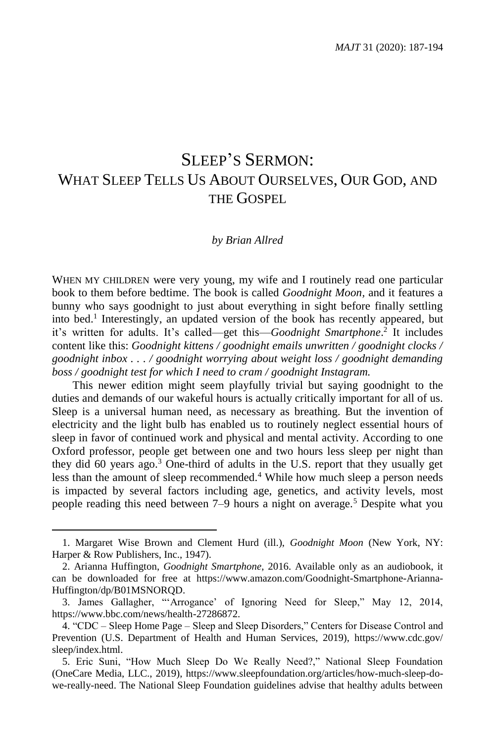# SLEEP'S SERMON: WHAT SLEEP TELLS US ABOUT OURSELVES, OUR GOD, AND THE GOSPEL

*by Brian Allred*

WHEN MY CHILDREN were very young, my wife and I routinely read one particular book to them before bedtime. The book is called *Goodnight Moon,* and it features a bunny who says goodnight to just about everything in sight before finally settling into bed.[1] Interestingly, an updated version of the book has recently appeared, but it's written for adults. It's called—get this—*Goodnight Smartphone*.[2] It includes content like this: *Goodnight kittens / goodnight emails unwritten / goodnight clocks / goodnight inbox . . . / goodnight worrying about weight loss / goodnight demanding boss / goodnight test for which I need to cram / goodnight Instagram.*

This newer edition might seem playfully trivial but saying goodnight to the duties and demands of our wakeful hours is actually critically important for all of us. Sleep is a universal human need, as necessary as breathing. But the invention of electricity and the light bulb has enabled us to routinely neglect essential hours of sleep in favor of continued work and physical and mental activity. According to one Oxford professor, people get between one and two hours less sleep per night than they did 60 years ago.[3] One-third of adults in the U.S. report that they usually get less than the amount of sleep recommended.[4] While how much sleep a person needs is impacted by several factors including age, genetics, and activity levels, most people reading this need between 7–9 hours a night on average.[5] Despite what you

---

1. Margaret Wise Brown and Clement Hurd (ill.), *Goodnight Moon* (New York, NY: Harper & Row Publishers, Inc., 1947).

2. Arianna Huffington, *Goodnight Smartphone*, 2016. Available only as an audiobook, it can be downloaded for free at https://www.amazon.com/Goodnight-Smartphone-Arianna-Huffington/dp/B01MSNORQD.

3. James Gallagher, "'Arrogance' of Ignoring Need for Sleep," May 12, 2014, https://www.bbc.com/news/health-27286872.

4. "CDC – Sleep Home Page – Sleep and Sleep Disorders," Centers for Disease Control and Prevention (U.S. Department of Health and Human Services, 2019), https://www.cdc.gov/sleep/index.html.

5. Eric Suni, "How Much Sleep Do We Really Need?," National Sleep Foundation (OneCare Media, LLC., 2019), https://www.sleepfoundation.org/articles/how-much-sleep-do-we-really-need. The National Sleep Foundation guidelines advise that healthy adults between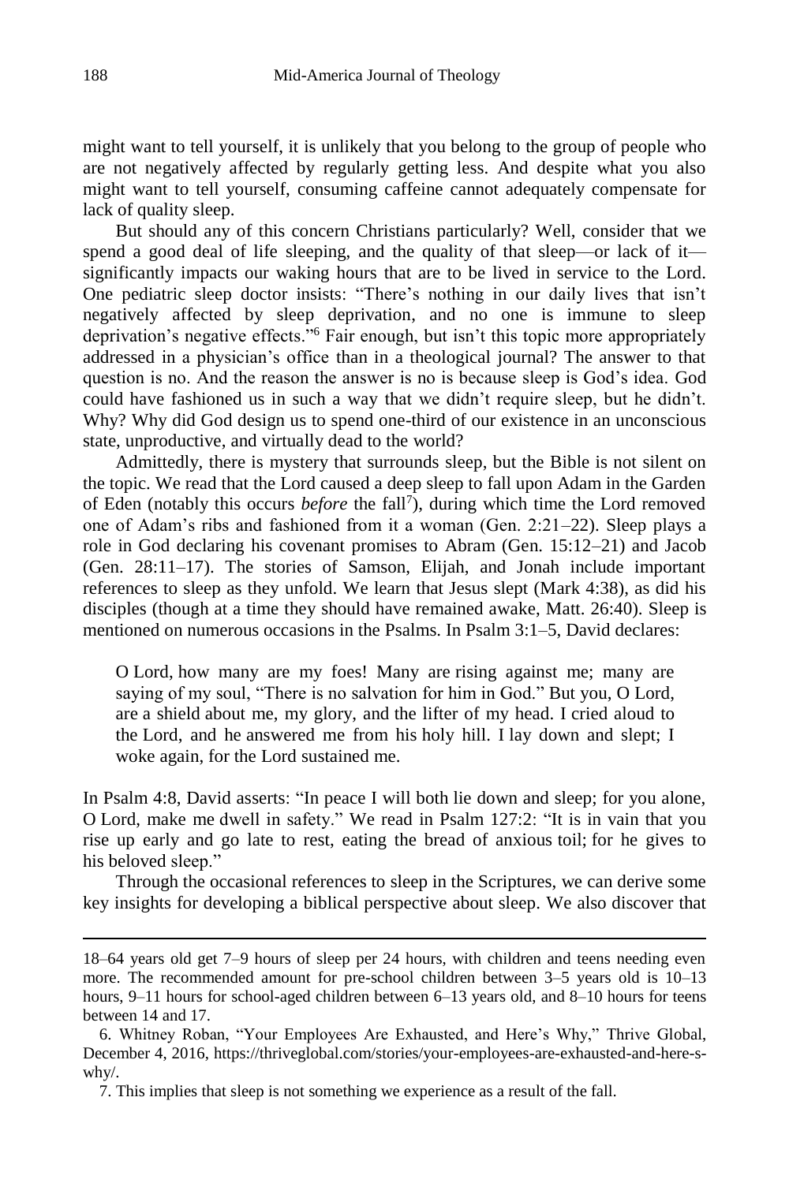might want to tell yourself, it is unlikely that you belong to the group of people who are not negatively affected by regularly getting less. And despite what you also might want to tell yourself, consuming caffeine cannot adequately compensate for lack of quality sleep.

But should any of this concern Christians particularly? Well, consider that we spend a good deal of life sleeping, and the quality of that sleep—or lack of it—significantly impacts our waking hours that are to be lived in service to the Lord. One pediatric sleep doctor insists: "There's nothing in our daily lives that isn't negatively affected by sleep deprivation, and no one is immune to sleep deprivation's negative effects."[6] Fair enough, but isn't this topic more appropriately addressed in a physician's office than in a theological journal? The answer to that question is no. And the reason the answer is no is because sleep is God's idea. God could have fashioned us in such a way that we didn't require sleep, but he didn't. Why? Why did God design us to spend one-third of our existence in an unconscious state, unproductive, and virtually dead to the world?

Admittedly, there is mystery that surrounds sleep, but the Bible is not silent on the topic. We read that the Lord caused a deep sleep to fall upon Adam in the Garden of Eden (notably this occurs *before* the fall[7]), during which time the Lord removed one of Adam's ribs and fashioned from it a woman (Gen. 2:21–22). Sleep plays a role in God declaring his covenant promises to Abram (Gen. 15:12–21) and Jacob (Gen. 28:11–17). The stories of Samson, Elijah, and Jonah include important references to sleep as they unfold. We learn that Jesus slept (Mark 4:38), as did his disciples (though at a time they should have remained awake, Matt. 26:40). Sleep is mentioned on numerous occasions in the Psalms. In Psalm 3:1–5, David declares:

> O Lord, how many are my foes! Many are rising against me; many are saying of my soul, "There is no salvation for him in God." But you, O Lord, are a shield about me, my glory, and the lifter of my head. I cried aloud to the Lord, and he answered me from his holy hill. I lay down and slept; I woke again, for the Lord sustained me.

In Psalm 4:8, David asserts: "In peace I will both lie down and sleep; for you alone, O Lord, make me dwell in safety." We read in Psalm 127:2: "It is in vain that you rise up early and go late to rest, eating the bread of anxious toil; for he gives to his beloved sleep."

Through the occasional references to sleep in the Scriptures, we can derive some key insights for developing a biblical perspective about sleep. We also discover that

---

18–64 years old get 7–9 hours of sleep per 24 hours, with children and teens needing even more. The recommended amount for pre-school children between 3–5 years old is 10–13 hours, 9–11 hours for school-aged children between 6–13 years old, and 8–10 hours for teens between 14 and 17.

6. Whitney Roban, "Your Employees Are Exhausted, and Here's Why," Thrive Global, December 4, 2016, https://thriveglobal.com/stories/your-employees-are-exhausted-and-here-s-why/.

7. This implies that sleep is not something we experience as a result of the fall.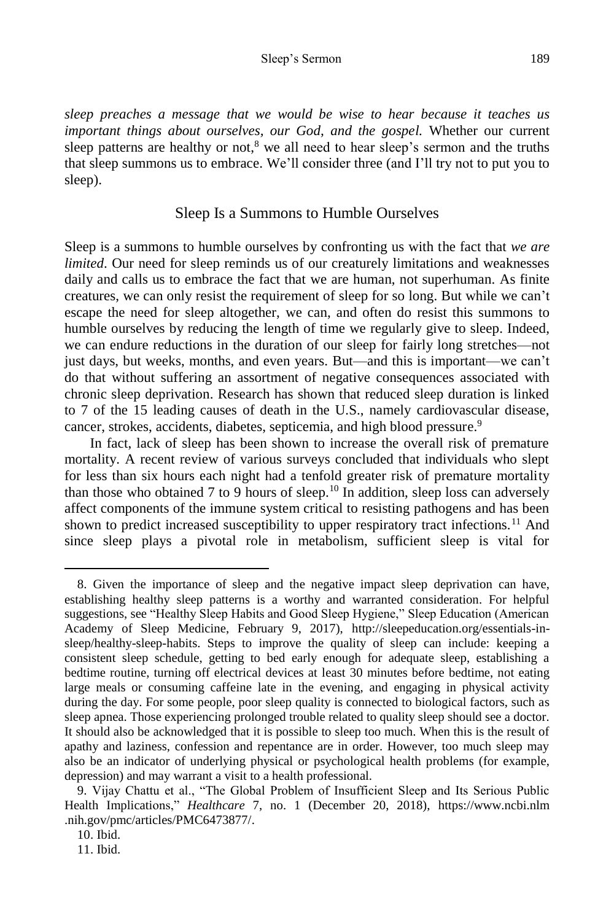*sleep preaches a message that we would be wise to hear because it teaches us important things about ourselves, our God, and the gospel.* Whether our current sleep patterns are healthy or not,[8] we all need to hear sleep's sermon and the truths that sleep summons us to embrace. We'll consider three (and I'll try not to put you to sleep).

## Sleep Is a Summons to Humble Ourselves

Sleep is a summons to humble ourselves by confronting us with the fact that *we are limited*. Our need for sleep reminds us of our creaturely limitations and weaknesses daily and calls us to embrace the fact that we are human, not superhuman. As finite creatures, we can only resist the requirement of sleep for so long. But while we can't escape the need for sleep altogether, we can, and often do resist this summons to humble ourselves by reducing the length of time we regularly give to sleep. Indeed, we can endure reductions in the duration of our sleep for fairly long stretches—not just days, but weeks, months, and even years. But—and this is important—we can't do that without suffering an assortment of negative consequences associated with chronic sleep deprivation. Research has shown that reduced sleep duration is linked to 7 of the 15 leading causes of death in the U.S., namely cardiovascular disease, cancer, strokes, accidents, diabetes, septicemia, and high blood pressure.[9]

In fact, lack of sleep has been shown to increase the overall risk of premature mortality. A recent review of various surveys concluded that individuals who slept for less than six hours each night had a tenfold greater risk of premature mortality than those who obtained 7 to 9 hours of sleep.[10] In addition, sleep loss can adversely affect components of the immune system critical to resisting pathogens and has been shown to predict increased susceptibility to upper respiratory tract infections.[11] And since sleep plays a pivotal role in metabolism, sufficient sleep is vital for

---

8. Given the importance of sleep and the negative impact sleep deprivation can have, establishing healthy sleep patterns is a worthy and warranted consideration. For helpful suggestions, see "Healthy Sleep Habits and Good Sleep Hygiene," Sleep Education (American Academy of Sleep Medicine, February 9, 2017), http://sleepeducation.org/essentials-in-sleep/healthy-sleep-habits. Steps to improve the quality of sleep can include: keeping a consistent sleep schedule, getting to bed early enough for adequate sleep, establishing a bedtime routine, turning off electrical devices at least 30 minutes before bedtime, not eating large meals or consuming caffeine late in the evening, and engaging in physical activity during the day. For some people, poor sleep quality is connected to biological factors, such as sleep apnea. Those experiencing prolonged trouble related to quality sleep should see a doctor. It should also be acknowledged that it is possible to sleep too much. When this is the result of apathy and laziness, confession and repentance are in order. However, too much sleep may also be an indicator of underlying physical or psychological health problems (for example, depression) and may warrant a visit to a health professional.

9. Vijay Chattu et al., "The Global Problem of Insufficient Sleep and Its Serious Public Health Implications," *Healthcare* 7, no. 1 (December 20, 2018), https://www.ncbi.nlm.nih.gov/pmc/articles/PMC6473877/.

10. Ibid.

11. Ibid.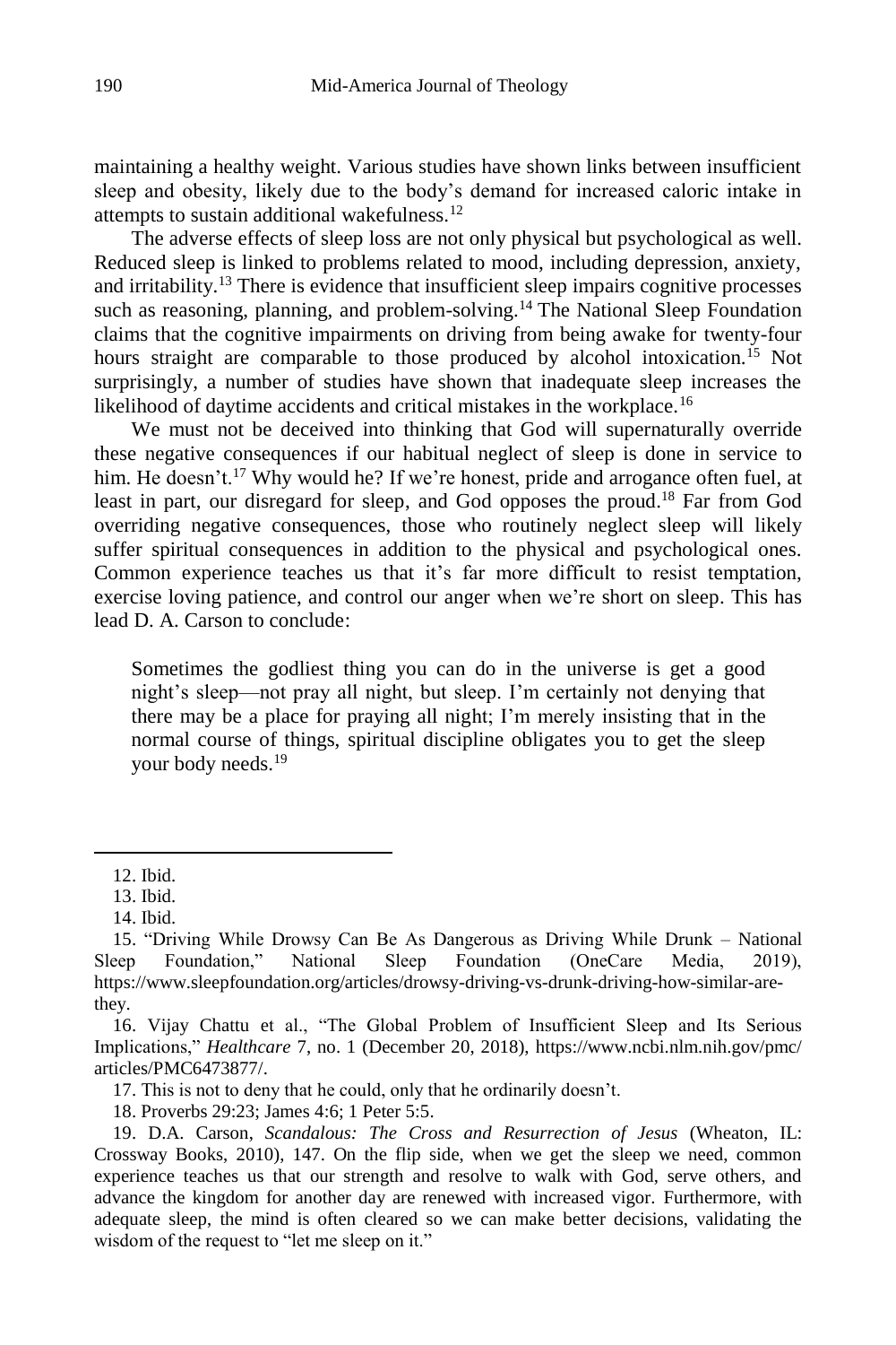maintaining a healthy weight. Various studies have shown links between insufficient sleep and obesity, likely due to the body's demand for increased caloric intake in attempts to sustain additional wakefulness.[12]

The adverse effects of sleep loss are not only physical but psychological as well. Reduced sleep is linked to problems related to mood, including depression, anxiety, and irritability.[13] There is evidence that insufficient sleep impairs cognitive processes such as reasoning, planning, and problem-solving.[14] The National Sleep Foundation claims that the cognitive impairments on driving from being awake for twenty-four hours straight are comparable to those produced by alcohol intoxication.[15] Not surprisingly, a number of studies have shown that inadequate sleep increases the likelihood of daytime accidents and critical mistakes in the workplace.[16]

We must not be deceived into thinking that God will supernaturally override these negative consequences if our habitual neglect of sleep is done in service to him. He doesn't.[17] Why would he? If we're honest, pride and arrogance often fuel, at least in part, our disregard for sleep, and God opposes the proud.[18] Far from God overriding negative consequences, those who routinely neglect sleep will likely suffer spiritual consequences in addition to the physical and psychological ones. Common experience teaches us that it's far more difficult to resist temptation, exercise loving patience, and control our anger when we're short on sleep. This has lead D. A. Carson to conclude:

> Sometimes the godliest thing you can do in the universe is get a good night's sleep—not pray all night, but sleep. I'm certainly not denying that there may be a place for praying all night; I'm merely insisting that in the normal course of things, spiritual discipline obligates you to get the sleep your body needs.[19]

---

12. Ibid.

13. Ibid.

14. Ibid.

15. "Driving While Drowsy Can Be As Dangerous as Driving While Drunk – National Sleep Foundation," National Sleep Foundation (OneCare Media, 2019), https://www.sleepfoundation.org/articles/drowsy-driving-vs-drunk-driving-how-similar-are-they.

16. Vijay Chattu et al., "The Global Problem of Insufficient Sleep and Its Serious Implications," *Healthcare* 7, no. 1 (December 20, 2018), https://www.ncbi.nlm.nih.gov/pmc/articles/PMC6473877/.

17. This is not to deny that he could, only that he ordinarily doesn't.

18. Proverbs 29:23; James 4:6; 1 Peter 5:5.

19. D.A. Carson, *Scandalous: The Cross and Resurrection of Jesus* (Wheaton, IL: Crossway Books, 2010), 147. On the flip side, when we get the sleep we need, common experience teaches us that our strength and resolve to walk with God, serve others, and advance the kingdom for another day are renewed with increased vigor. Furthermore, with adequate sleep, the mind is often cleared so we can make better decisions, validating the wisdom of the request to "let me sleep on it."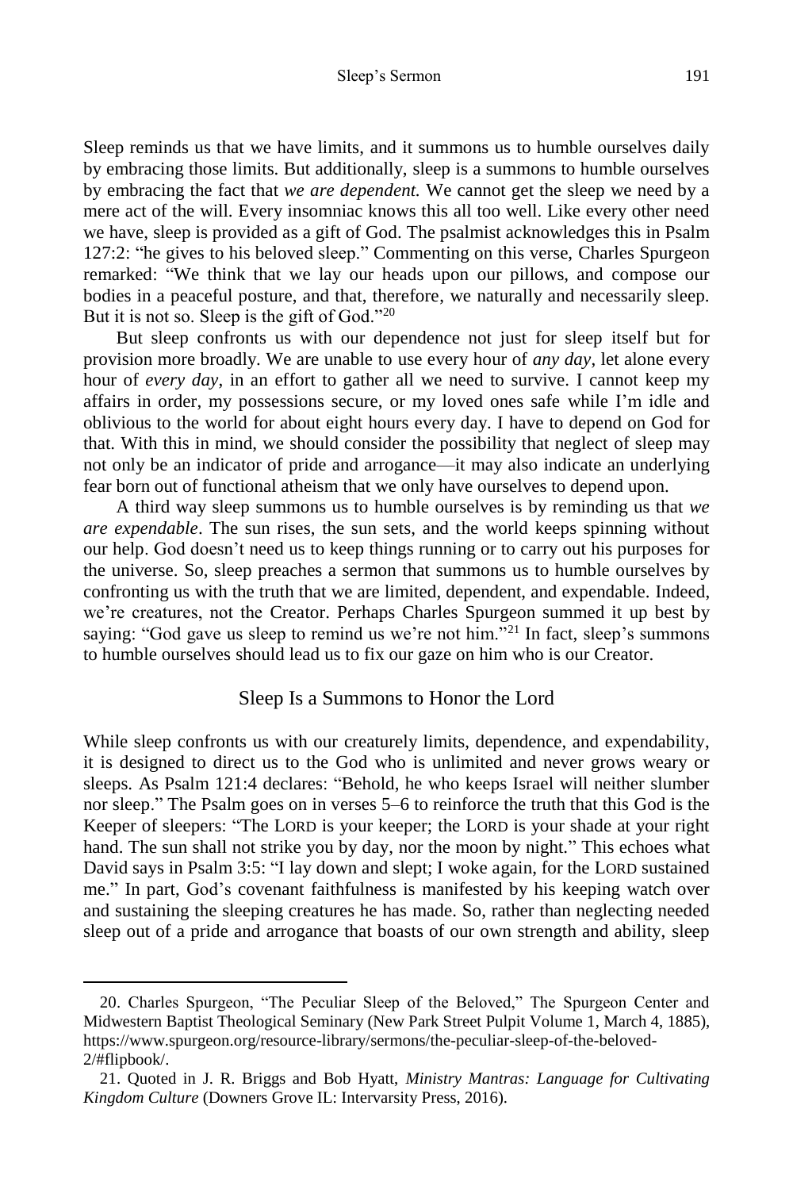Sleep reminds us that we have limits, and it summons us to humble ourselves daily by embracing those limits. But additionally, sleep is a summons to humble ourselves by embracing the fact that *we are dependent.* We cannot get the sleep we need by a mere act of the will. Every insomniac knows this all too well. Like every other need we have, sleep is provided as a gift of God. The psalmist acknowledges this in Psalm 127:2: "he gives to his beloved sleep." Commenting on this verse, Charles Spurgeon remarked: "We think that we lay our heads upon our pillows, and compose our bodies in a peaceful posture, and that, therefore, we naturally and necessarily sleep. But it is not so. Sleep is the gift of God."[20]

But sleep confronts us with our dependence not just for sleep itself but for provision more broadly. We are unable to use every hour of *any day*, let alone every hour of *every day*, in an effort to gather all we need to survive. I cannot keep my affairs in order, my possessions secure, or my loved ones safe while I'm idle and oblivious to the world for about eight hours every day. I have to depend on God for that. With this in mind, we should consider the possibility that neglect of sleep may not only be an indicator of pride and arrogance—it may also indicate an underlying fear born out of functional atheism that we only have ourselves to depend upon.

A third way sleep summons us to humble ourselves is by reminding us that *we are expendable*. The sun rises, the sun sets, and the world keeps spinning without our help. God doesn't need us to keep things running or to carry out his purposes for the universe. So, sleep preaches a sermon that summons us to humble ourselves by confronting us with the truth that we are limited, dependent, and expendable. Indeed, we're creatures, not the Creator. Perhaps Charles Spurgeon summed it up best by saying: "God gave us sleep to remind us we're not him."[21] In fact, sleep's summons to humble ourselves should lead us to fix our gaze on him who is our Creator.

## Sleep Is a Summons to Honor the Lord

While sleep confronts us with our creaturely limits, dependence, and expendability, it is designed to direct us to the God who is unlimited and never grows weary or sleeps. As Psalm 121:4 declares: "Behold, he who keeps Israel will neither slumber nor sleep." The Psalm goes on in verses 5–6 to reinforce the truth that this God is the Keeper of sleepers: "The LORD is your keeper; the LORD is your shade at your right hand. The sun shall not strike you by day, nor the moon by night." This echoes what David says in Psalm 3:5: "I lay down and slept; I woke again, for the LORD sustained me." In part, God's covenant faithfulness is manifested by his keeping watch over and sustaining the sleeping creatures he has made. So, rather than neglecting needed sleep out of a pride and arrogance that boasts of our own strength and ability, sleep

---

20. Charles Spurgeon, "The Peculiar Sleep of the Beloved," The Spurgeon Center and Midwestern Baptist Theological Seminary (New Park Street Pulpit Volume 1, March 4, 1885), https://www.spurgeon.org/resource-library/sermons/the-peculiar-sleep-of-the-beloved-2/#flipbook/.

21. Quoted in J. R. Briggs and Bob Hyatt, *Ministry Mantras: Language for Cultivating Kingdom Culture* (Downers Grove IL: Intervarsity Press, 2016).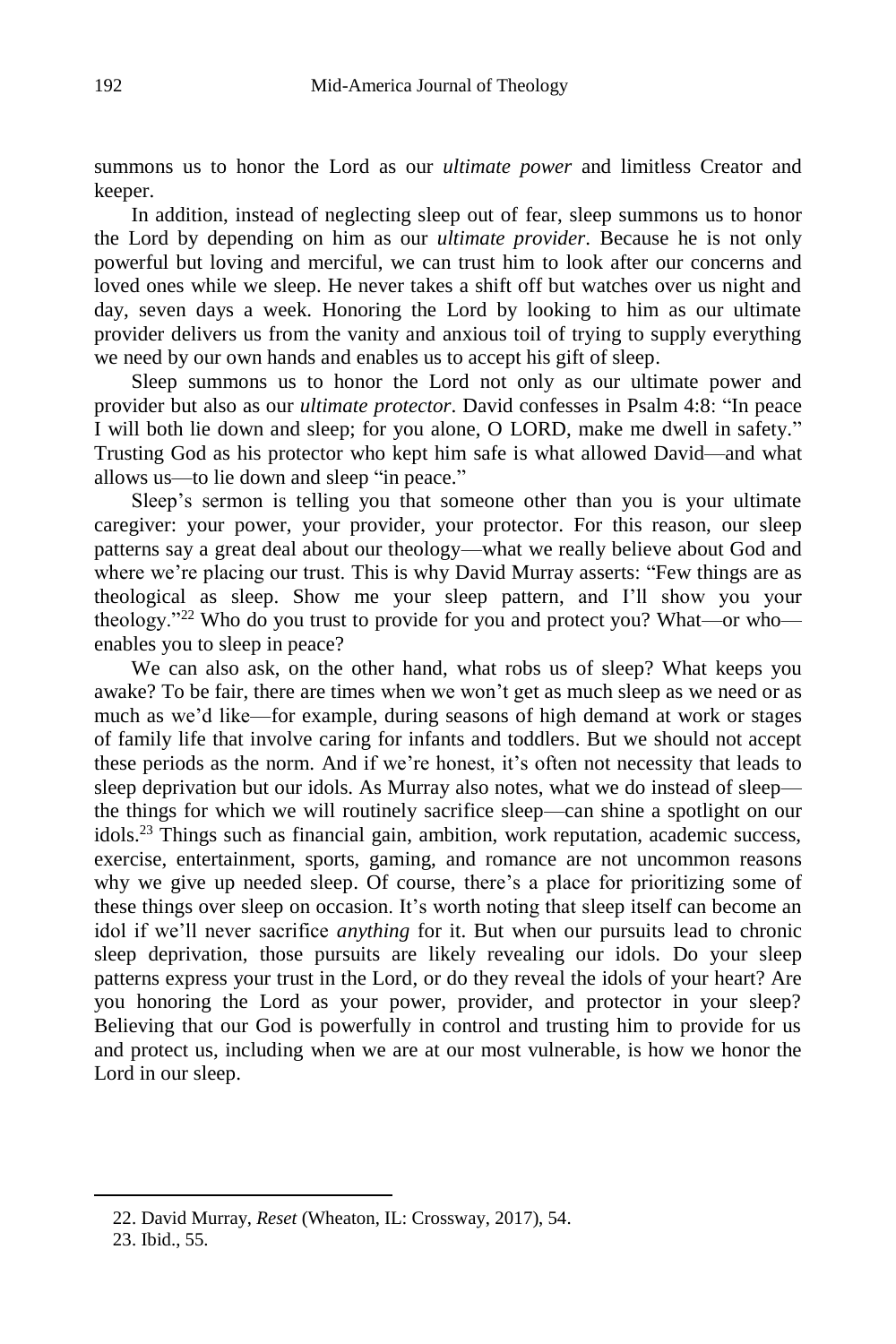summons us to honor the Lord as our *ultimate power* and limitless Creator and keeper.

In addition, instead of neglecting sleep out of fear, sleep summons us to honor the Lord by depending on him as our *ultimate provider*. Because he is not only powerful but loving and merciful, we can trust him to look after our concerns and loved ones while we sleep. He never takes a shift off but watches over us night and day, seven days a week. Honoring the Lord by looking to him as our ultimate provider delivers us from the vanity and anxious toil of trying to supply everything we need by our own hands and enables us to accept his gift of sleep.

Sleep summons us to honor the Lord not only as our ultimate power and provider but also as our *ultimate protector*. David confesses in Psalm 4:8: "In peace I will both lie down and sleep; for you alone, O LORD, make me dwell in safety." Trusting God as his protector who kept him safe is what allowed David—and what allows us—to lie down and sleep "in peace."

Sleep's sermon is telling you that someone other than you is your ultimate caregiver: your power, your provider, your protector. For this reason, our sleep patterns say a great deal about our theology—what we really believe about God and where we're placing our trust. This is why David Murray asserts: "Few things are as theological as sleep. Show me your sleep pattern, and I'll show you your theology."[22] Who do you trust to provide for you and protect you? What—or who—enables you to sleep in peace?

We can also ask, on the other hand, what robs us of sleep? What keeps you awake? To be fair, there are times when we won't get as much sleep as we need or as much as we'd like—for example, during seasons of high demand at work or stages of family life that involve caring for infants and toddlers. But we should not accept these periods as the norm. And if we're honest, it's often not necessity that leads to sleep deprivation but our idols. As Murray also notes, what we do instead of sleep—the things for which we will routinely sacrifice sleep—can shine a spotlight on our idols.[23] Things such as financial gain, ambition, work reputation, academic success, exercise, entertainment, sports, gaming, and romance are not uncommon reasons why we give up needed sleep. Of course, there's a place for prioritizing some of these things over sleep on occasion. It's worth noting that sleep itself can become an idol if we'll never sacrifice *anything* for it. But when our pursuits lead to chronic sleep deprivation, those pursuits are likely revealing our idols. Do your sleep patterns express your trust in the Lord, or do they reveal the idols of your heart? Are you honoring the Lord as your power, provider, and protector in your sleep? Believing that our God is powerfully in control and trusting him to provide for us and protect us, including when we are at our most vulnerable, is how we honor the Lord in our sleep.

---

22. David Murray, *Reset* (Wheaton, IL: Crossway, 2017), 54.

23. Ibid., 55.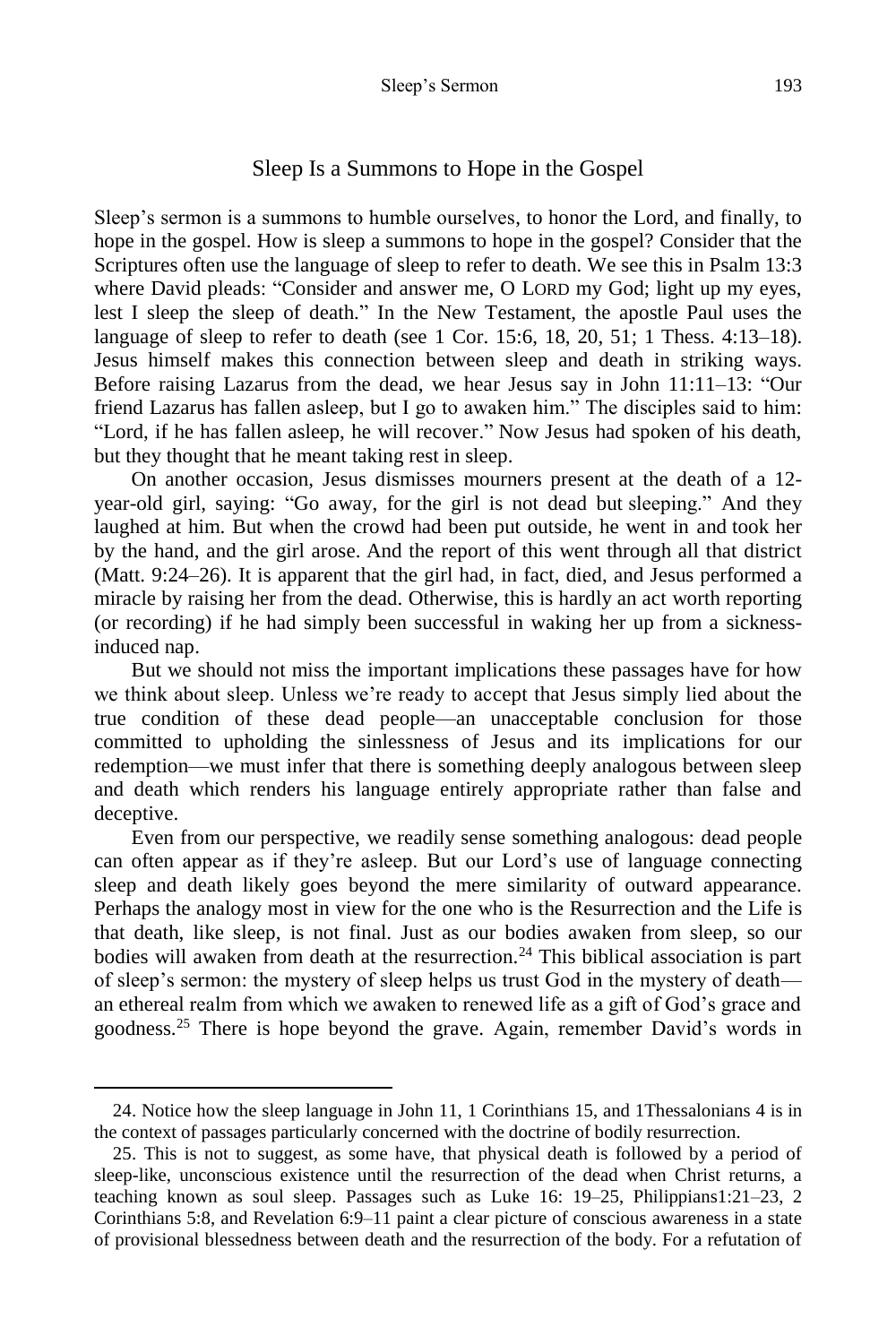## Sleep Is a Summons to Hope in the Gospel

Sleep's sermon is a summons to humble ourselves, to honor the Lord, and finally, to hope in the gospel. How is sleep a summons to hope in the gospel? Consider that the Scriptures often use the language of sleep to refer to death. We see this in Psalm 13:3 where David pleads: "Consider and answer me, O LORD my God; light up my eyes, lest I sleep the sleep of death." In the New Testament, the apostle Paul uses the language of sleep to refer to death (see 1 Cor. 15:6, 18, 20, 51; 1 Thess. 4:13–18). Jesus himself makes this connection between sleep and death in striking ways. Before raising Lazarus from the dead, we hear Jesus say in John 11:11–13: "Our friend Lazarus has fallen asleep, but I go to awaken him." The disciples said to him: "Lord, if he has fallen asleep, he will recover." Now Jesus had spoken of his death, but they thought that he meant taking rest in sleep.

On another occasion, Jesus dismisses mourners present at the death of a 12-year-old girl, saying: "Go away, for the girl is not dead but sleeping." And they laughed at him. But when the crowd had been put outside, he went in and took her by the hand, and the girl arose. And the report of this went through all that district (Matt. 9:24–26). It is apparent that the girl had, in fact, died, and Jesus performed a miracle by raising her from the dead. Otherwise, this is hardly an act worth reporting (or recording) if he had simply been successful in waking her up from a sickness-induced nap.

But we should not miss the important implications these passages have for how we think about sleep. Unless we're ready to accept that Jesus simply lied about the true condition of these dead people—an unacceptable conclusion for those committed to upholding the sinlessness of Jesus and its implications for our redemption—we must infer that there is something deeply analogous between sleep and death which renders his language entirely appropriate rather than false and deceptive.

Even from our perspective, we readily sense something analogous: dead people can often appear as if they're asleep. But our Lord's use of language connecting sleep and death likely goes beyond the mere similarity of outward appearance. Perhaps the analogy most in view for the one who is the Resurrection and the Life is that death, like sleep, is not final. Just as our bodies awaken from sleep, so our bodies will awaken from death at the resurrection.[24] This biblical association is part of sleep's sermon: the mystery of sleep helps us trust God in the mystery of death—an ethereal realm from which we awaken to renewed life as a gift of God's grace and goodness.[25] There is hope beyond the grave. Again, remember David's words in

---

24. Notice how the sleep language in John 11, 1 Corinthians 15, and 1Thessalonians 4 is in the context of passages particularly concerned with the doctrine of bodily resurrection.

25. This is not to suggest, as some have, that physical death is followed by a period of sleep-like, unconscious existence until the resurrection of the dead when Christ returns, a teaching known as soul sleep. Passages such as Luke 16: 19–25, Philippians1:21–23, 2 Corinthians 5:8, and Revelation 6:9–11 paint a clear picture of conscious awareness in a state of provisional blessedness between death and the resurrection of the body. For a refutation of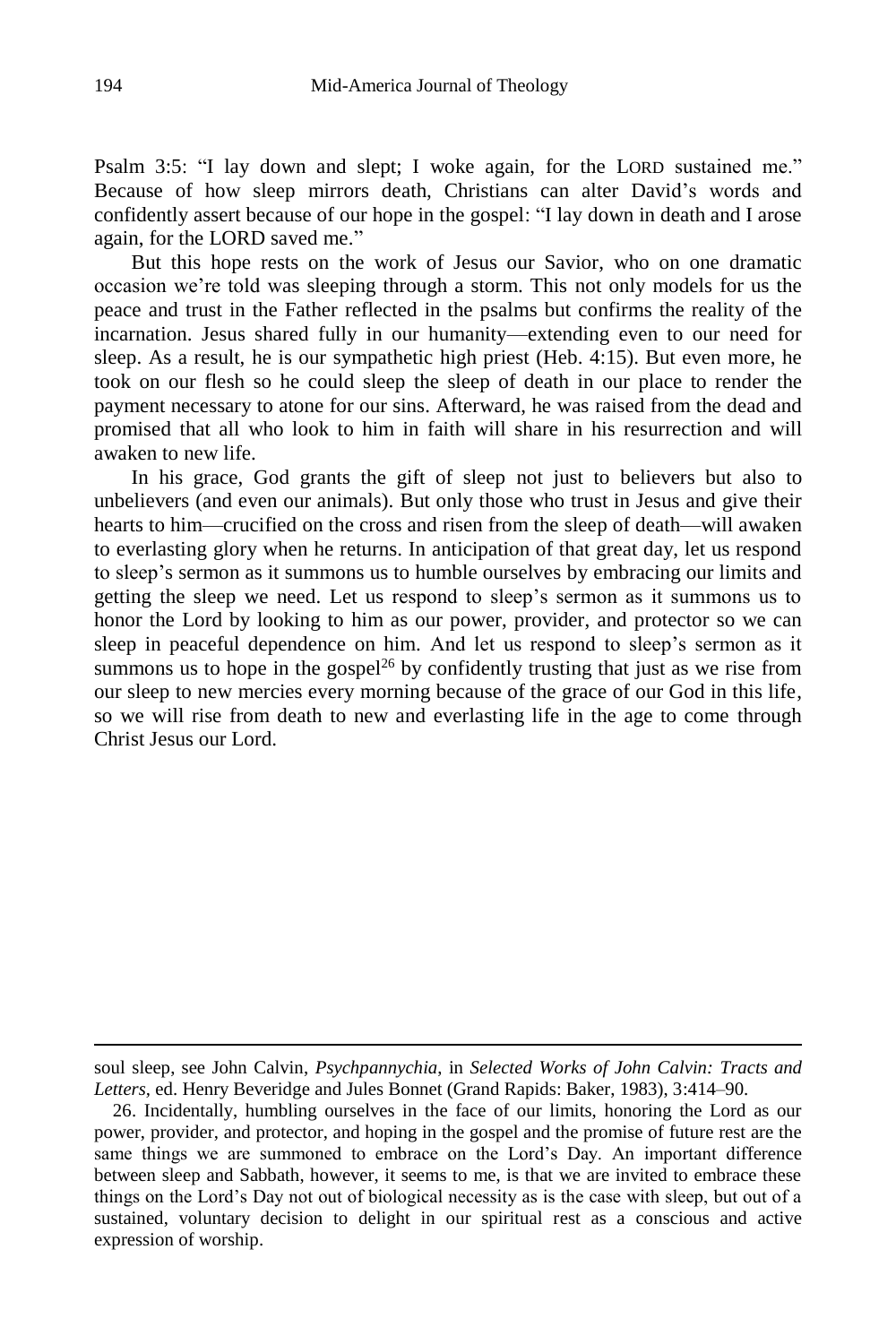Psalm 3:5: "I lay down and slept; I woke again, for the LORD sustained me." Because of how sleep mirrors death, Christians can alter David's words and confidently assert because of our hope in the gospel: "I lay down in death and I arose again, for the LORD saved me."

But this hope rests on the work of Jesus our Savior, who on one dramatic occasion we're told was sleeping through a storm. This not only models for us the peace and trust in the Father reflected in the psalms but confirms the reality of the incarnation. Jesus shared fully in our humanity—extending even to our need for sleep. As a result, he is our sympathetic high priest (Heb. 4:15). But even more, he took on our flesh so he could sleep the sleep of death in our place to render the payment necessary to atone for our sins. Afterward, he was raised from the dead and promised that all who look to him in faith will share in his resurrection and will awaken to new life.

In his grace, God grants the gift of sleep not just to believers but also to unbelievers (and even our animals). But only those who trust in Jesus and give their hearts to him—crucified on the cross and risen from the sleep of death—will awaken to everlasting glory when he returns. In anticipation of that great day, let us respond to sleep's sermon as it summons us to humble ourselves by embracing our limits and getting the sleep we need. Let us respond to sleep's sermon as it summons us to honor the Lord by looking to him as our power, provider, and protector so we can sleep in peaceful dependence on him. And let us respond to sleep's sermon as it summons us to hope in the gospel[26] by confidently trusting that just as we rise from our sleep to new mercies every morning because of the grace of our God in this life, so we will rise from death to new and everlasting life in the age to come through Christ Jesus our Lord.

---

soul sleep, see John Calvin, *Psychpannychia*, in *Selected Works of John Calvin: Tracts and Letters*, ed. Henry Beveridge and Jules Bonnet (Grand Rapids: Baker, 1983), 3:414–90.

26. Incidentally, humbling ourselves in the face of our limits, honoring the Lord as our power, provider, and protector, and hoping in the gospel and the promise of future rest are the same things we are summoned to embrace on the Lord's Day. An important difference between sleep and Sabbath, however, it seems to me, is that we are invited to embrace these things on the Lord's Day not out of biological necessity as is the case with sleep, but out of a sustained, voluntary decision to delight in our spiritual rest as a conscious and active expression of worship.